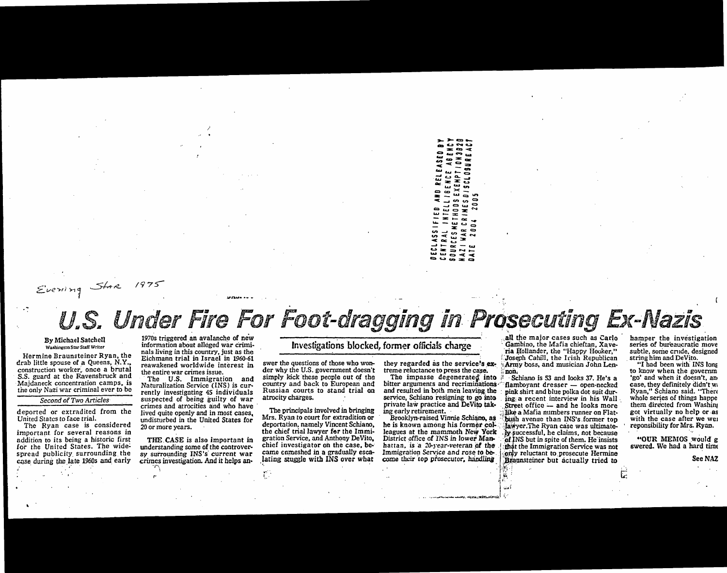DECLASSIFIED AND RELEASED BY CENTRAL INTELLIGENCE AGENCY SOURCES METHODS EXEMPTION 3B2B NAZI WAR CRIMES DISCLOSURE ACT DATE 2004 2005

Evening Star 1975

# U.S. Under Fire For Foot-dragging in Prosecuting Ex-Nazis

**By Michael Satchell**
Washington Star Staff Writer

Hermine Braunsteiner Ryan, the drab little spouse of a Queens, N.Y., construction worker, once a brutal S.S. guard at the Ravensbruck and Majdaneck concentration camps, is the only Nazi war criminal ever to be

*Second of Two Articles*

deported or extradited from the United States to face trial.

The Ryan case is considered important for several reasons in addition to its being a historic first for the United States. The widespread publicity surrounding the case during the late 1960s and early 1970s triggered an avalanche of new information about alleged war criminals living in this country, just as the Eichmann trial in Israel in 1960-61 reawakened worldwide interest in the entire war crimes issue.

The U.S. Immigration and Naturalization Service (INS) is currently investigating 45 individuals suspected of being guilty of war crimes and atrocities and who have lived quite openly and in most cases, undisturbed in the United States for 20 or more years.

THE CASE is also important in understanding some of the controversy surrounding INS's current war crimes investigation. And it helps an-

## Investigations blocked, former officials charge

swer the questions of those who wonder why the U.S. government doesn't simply kick these people out of the country and back to European and Russian courts to stand trial on atrocity charges.

The principals involved in bringing Mrs. Ryan to court for extradition or deportation, namely Vincent Schiano, the chief trial lawyer for the Immigration Service, and Anthony DeVito, chief investigator on the case, became enmeshed in a gradually escalating struggle with INS over what they regarded as the service's extreme reluctance to press the case.

The impasse degenerated into bitter arguments and recriminations and resulted in both men leaving the service, Schiano resigning to go into private law practice and DeVito taking early retirement.

Brooklyn-raised Vinnie Schiano, as he is known among his former colleagues at the mammoth New York District office of INS in lower Manhattan, is a 20-year-veteran of the Immigration Service and rose to become their top prosecutor, handling all the major cases such as Carlo Gambino, the Mafia chieftan, Xaveria Hollander, the "Happy Hooker," Joseph Cahill, the Irish Republican Army boss, and musician John Lennon.

Schiano is 53 and looks 37. He's a flamboyant dresser — open-necked pink shirt and blue polka dot suit during a recent interview in his Wall Street office — and he looks more like a Mafia numbers runner on Flatbush avenue than INS's former top lawyer. The Ryan case was ultimately successful, he claims, not because of INS but in spite of them. He insists that the Immigration Service was not only reluctant to prosecute Hermine Braunsteiner but actually tried to hamper the investigation series of bureaucratic move subtle, some crude, designed string him and DeVito.

"I had been with INS long to know when the governm 'go' and when it doesn't, an case, they definitely didn't w Ryan," Schiano said. "There whole series of things happe them directed from Washin got virtually no help or as with the case after we we reponsibility for Mrs. Ryan.

"OUR MEMOS would g swered. We had a hard time

See NAZ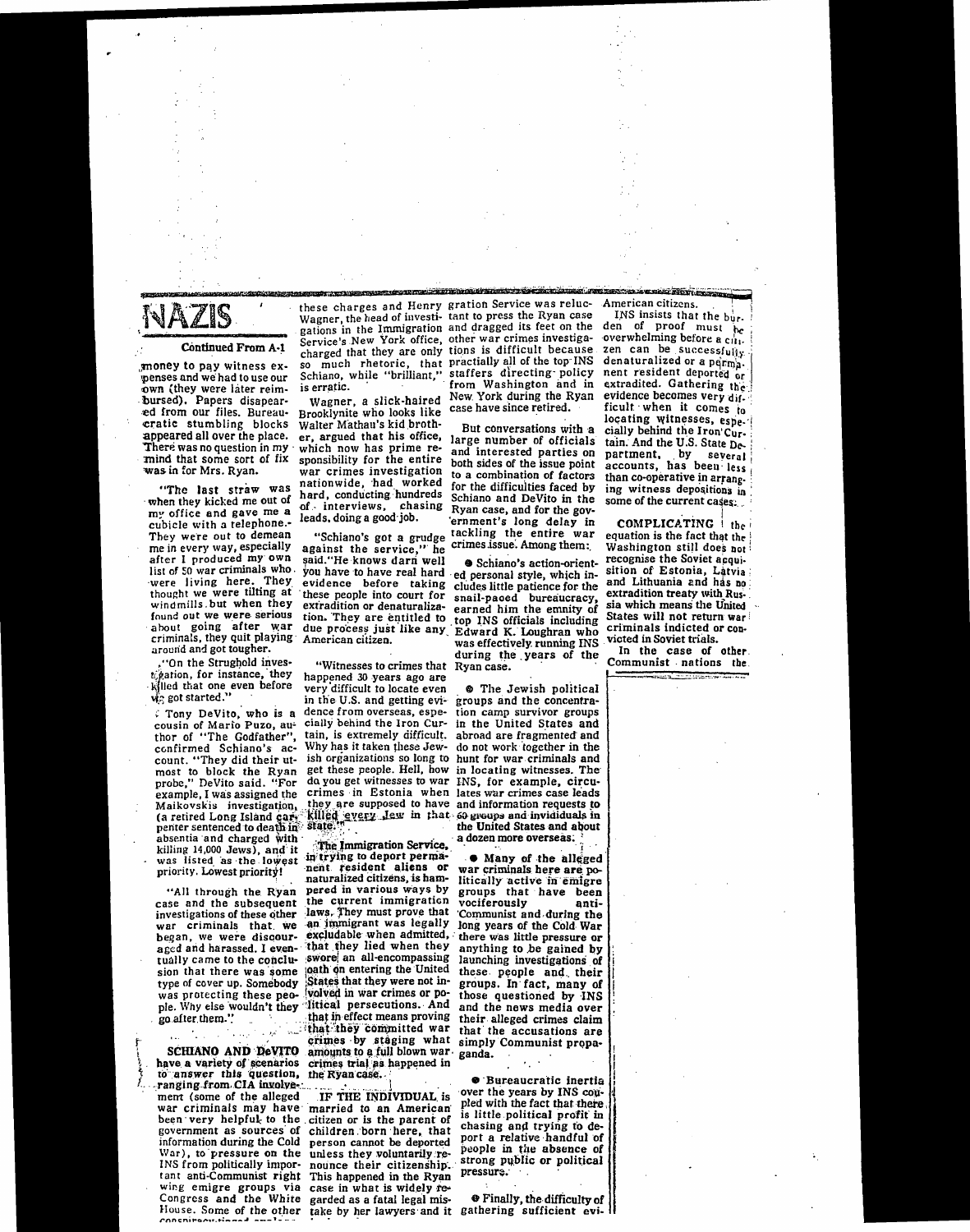# NAZIS

**Continued From A-1**

money to pay witness expenses and we had to use our own (they were later reimbursed). Papers disapeared from our files. Bureaucratic stumbling blocks appeared all over the place. There was no question in my mind that some sort of fix was in for Mrs. Ryan.

"The last straw was when they kicked me out of my office and gave me a cubicle with a telephone. They were out to demean me in every way, especially after I produced my own list of 50 war criminals who were living here. They thought we were tilting at windmills but when they found out we were serious about going after war criminals, they quit playing around and got tougher.

"On the Strughold investigation, for instance, they killed that one even before we got started."

Tony DeVito, who is a cousin of Mario Puzo, author of "The Godfather", confirmed Schiano's account. "They did their utmost to block the Ryan probe," DeVito said. "For example, I was assigned the Maikovskis investigation, (a retired Long Island carpenter sentenced to death in absentia and charged with killing 14,000 Jews), and it was listed as the lowest priority. Lowest priority!

"All through the Ryan case and the subsequent investigations of these other war criminals that we began, we were discouraged and harassed. I eventually came to the conclusion that there was some type of cover up. Somebody was protecting these people. Why else wouldn't they go after them."

**SCHIANO AND DeVITO** have a variety of scenarios to answer this question, ranging from CIA involvement (some of the alleged war criminals may have been very helpful to the government as sources of information during the Cold War), to pressure on the INS from politically important anti-Communist right wing emigre groups via Congress and the White House. Some of the other conspiracy-tinged ...

these charges and Henry Wagner, the head of investigations in the Immigration Service's New York office, charged that they are only so much rhetoric, that Schiano, while "brilliant," is erratic.

Wagner, a slick-haired Brooklynite who looks like Walter Mathau's kid brother, argued that his office, which now has prime responsibility for the entire war crimes investigation nationwide, had worked hard, conducting hundreds of interviews, chasing leads, doing a good job.

"Schiano's got a grudge against the service," he said. "He knows darn well you have to have real hard evidence before taking these people into court for extradition or denaturalization. They are entitled to due process just like any American citizen.

"Witnesses to crimes that happened 30 years ago are very difficult to locate even in the U.S. and getting evidence from overseas, especially behind the Iron Curtain, is extremely difficult. Why has it taken these Jewish organizations so long to get these people. Hell, how do you get witnesses to war crimes in Estonia when they are supposed to have killed every Jew in that state."

The Immigration Service, in trying to deport permanent resident aliens or naturalized citizens, is hampered in various ways by the current immigration laws. They must prove that an immigrant was legally excludable when admitted, that they lied when they swore an all-encompassing oath on entering the United States that they were not involved in war crimes or political persecutions. And that in effect means proving that they committed war crimes by staging what amounts to a full blown war crimes trial as happened in the Ryan case.

**IF THE INDIVIDUAL** is married to an American citizen or is the parent of children born here, that person cannot be deported unless they voluntarily renounce their citizenship. This happened in the Ryan case in what is widely regarded as a fatal legal mistake by her lawyers and it

gration Service was reluctant to press the Ryan case and dragged its feet on the other war crimes investigations is difficult because practially all of the top INS staffers directing policy from Washington and in New York during the Ryan case have since retired.

But conversations with a large number of officials and interested parties on both sides of the issue point to a combination of factors for the difficulties faced by Schiano and DeVito in the Ryan case, and for the government's long delay in tackling the entire war crimes issue. Among them:

- Schiano's action-oriented personal style, which includes little patience for the snail-paced bureaucracy, earned him the enmity of top INS officials including Edward K. Loughran who was effectively running INS during the years of the Ryan case.

- The Jewish political groups and the concentration camp survivor groups in the United States and abroad are fragmented and do not work together in the hunt for war criminals and in locating witnesses. The INS, for example, circulates war crimes case leads and information requests to 60 groups and invididuals in the United States and about a dozen more overseas.

- Many of the alleged war criminals here are politically active in emigre groups that have been vociferously anti-Communist and during the long years of the Cold War there was little pressure or anything to be gained by launching investigations of these people and their groups. In fact, many of those questioned by INS and the news media over their alleged crimes claim that the accusations are simply Communist propaganda.

- Bureaucratic inertia over the years by INS coupled with the fact that there is little political profit in chasing and trying to deport a relative handful of people in the absence of strong public or political pressure.

- Finally, the difficulty of gathering sufficient evi-

American citizens.

INS insists that the burden of proof must be overwhelming before a citizen can be successfully denaturalized or a permanent resident deported or extradited. Gathering the evidence becomes very difficult when it comes to locating witnesses, especially behind the Iron Curtain. And the U.S. State Department, by several accounts, has been less than co-operative in arranging witness depositions in some of the current cases.

**COMPLICATING** the equation is the fact that the Washington still does not recognise the Soviet acquisition of Estonia, Latvia and Lithuania and has no extradition treaty with Russia which means the United States will not return war criminals indicted or convicted in Soviet trials.

In the case of other Communist nations the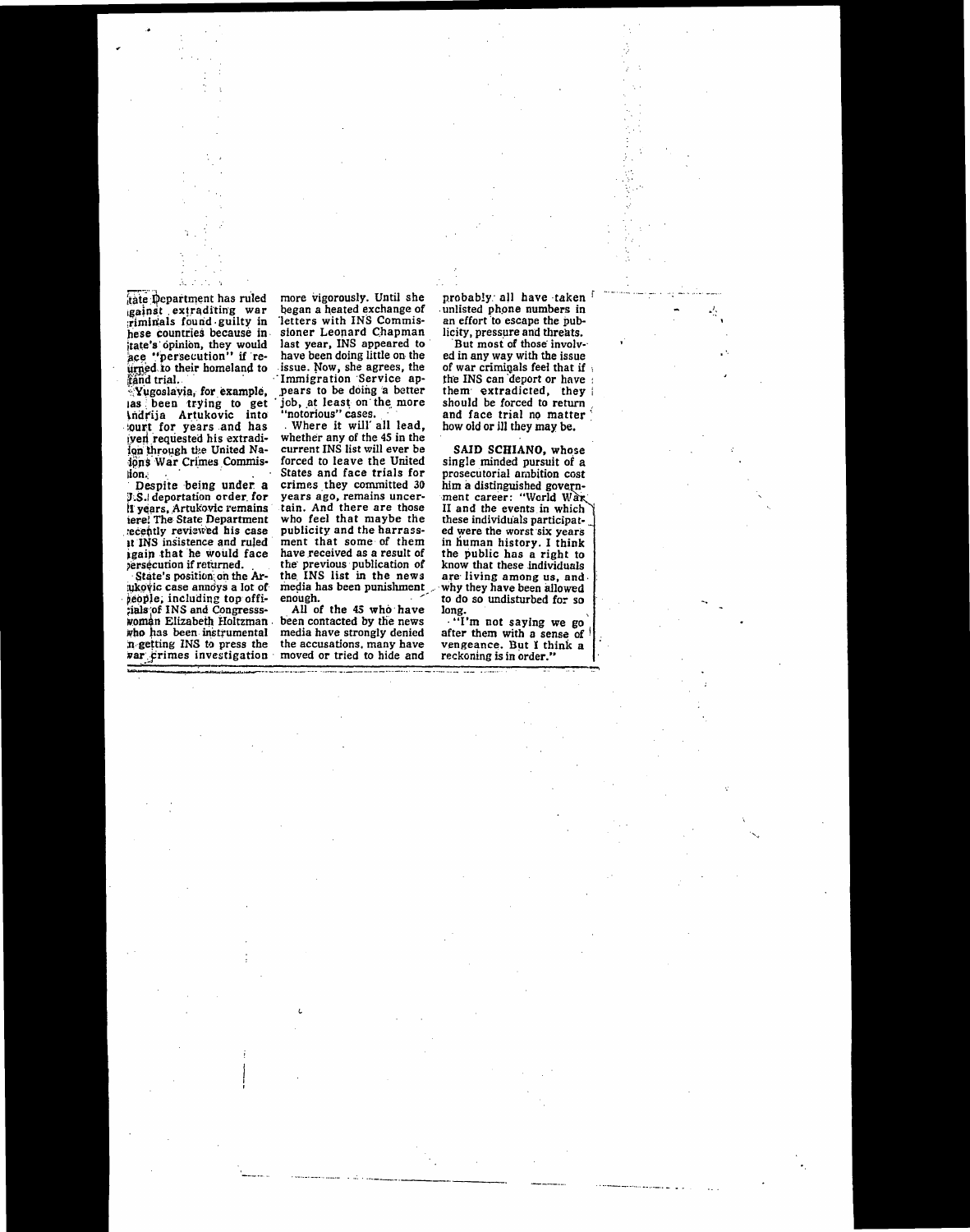tate Department has ruled against extraditing war criminals found guilty in these countries because in State's opinion, they would face "persecution" if returned to their homeland to stand trial.

Yugoslavia, for example, has been trying to get Andrija Artukovic into court for years and has even requested his extradition through the United Nations War Crimes Commission.

Despite being under a U.S. deportation order for 31 years, Artukovic remains here! The State Department recently reviewed his case at INS insistence and ruled again that he would face persecution if returned.

State's position on the Artukovic case annoys a lot of people, including top officials of INS and Congresswoman Elizabeth Holtzman who has been instrumental in getting INS to press the war crimes investigation more vigorously. Until she began a heated exchange of letters with INS Commissioner Leonard Chapman last year, INS appeared to have been doing little on the issue. Now, she agrees, the Immigration Service appears to be doing a better job, at least on the more "notorious" cases.

Where it will all lead, whether any of the 45 in the current INS list will ever be forced to leave the United States and face trials for crimes they committed 30 years ago, remains uncertain. And there are those who feel that maybe the publicity and the harrassment that some of them have received as a result of the previous publication of the INS list in the news media has been punishment enough.

All of the 45 who have been contacted by the news media have strongly denied the accusations, many have moved or tried to hide and probably all have taken unlisted phone numbers in an effort to escape the publicity, pressure and threats.

But most of those involved in any way with the issue of war criminals feel that if the INS can deport or have them extradicted, they should be forced to return and face trial no matter how old or ill they may be.

SAID SCHIANO, whose single minded pursuit of a prosecutorial ambition cost him a distinguished government career: "World War II and the events in which these individuals participated were the worst six years in human history. I think the public has a right to know that these individuals are living among us, and why they have been allowed to do so undisturbed for so long.

"I'm not saying we go after them with a sense of vengeance. But I think a reckoning is in order."